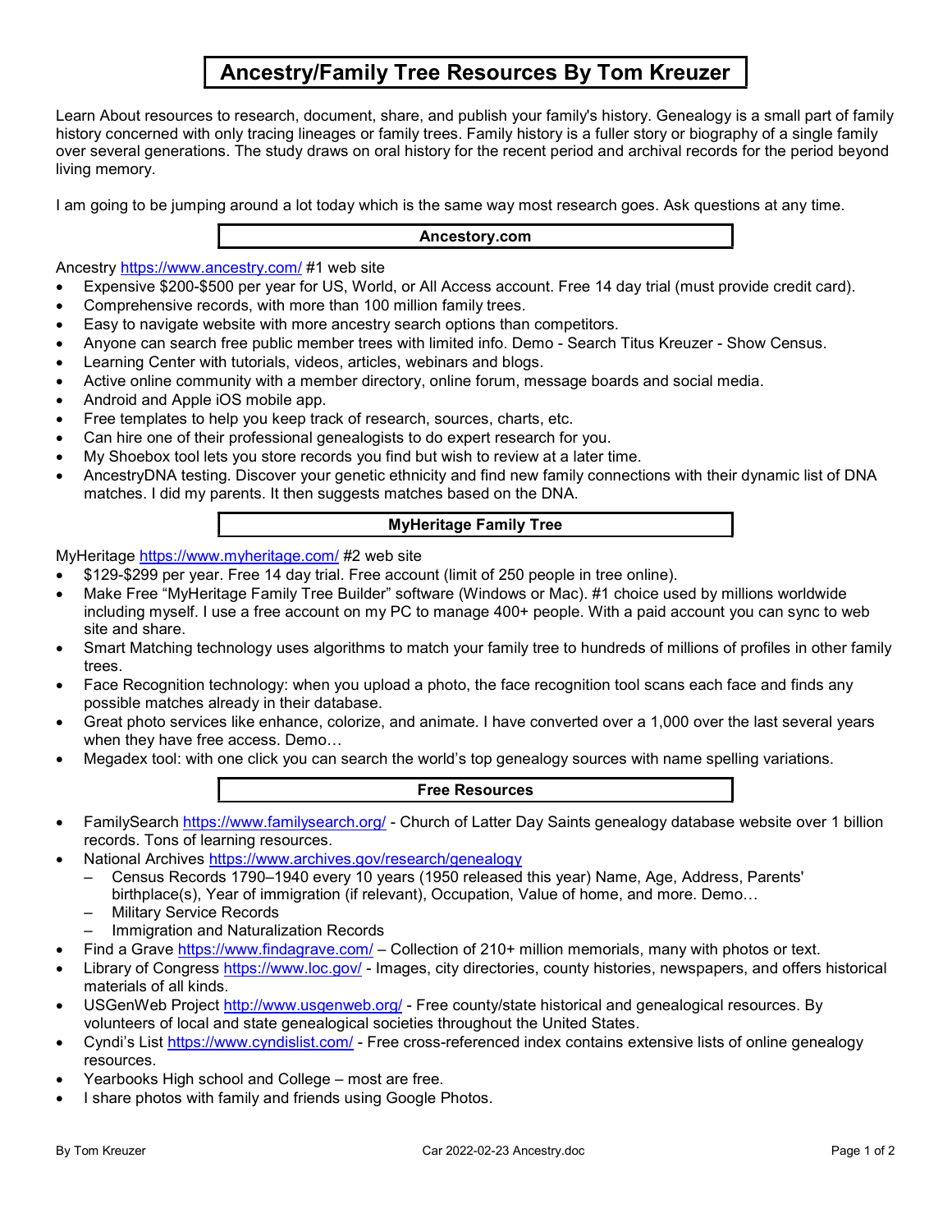# Ancestry/Family Tree Resources By Tom Kreuzer

Learn About resources to research, document, share, and publish your family's history. Genealogy is a small part of family history concerned with only tracing lineages or family trees. Family history is a fuller story or biography of a single family over several generations. The study draws on oral history for the recent period and archival records for the period beyond living memory.

I am going to be jumping around a lot today which is the same way most research goes. Ask questions at any time.

## Ancestory.com

Ancestry https://www.ancestry.com/ #1 web site

- Expensive $200-$500 per year for US, World, or All Access account. Free 14 day trial (must provide credit card).
- Comprehensive records, with more than 100 million family trees.
- Easy to navigate website with more ancestry search options than competitors.
- Anyone can search free public member trees with limited info. Demo - Search Titus Kreuzer - Show Census.
- Learning Center with tutorials, videos, articles, webinars and blogs.
- Active online community with a member directory, online forum, message boards and social media.
- Android and Apple iOS mobile app.
- Free templates to help you keep track of research, sources, charts, etc.
- Can hire one of their professional genealogists to do expert research for you.
- My Shoebox tool lets you store records you find but wish to review at a later time.
- AncestryDNA testing. Discover your genetic ethnicity and find new family connections with their dynamic list of DNA matches. I did my parents. It then suggests matches based on the DNA.

## MyHeritage Family Tree

MyHeritage https://www.myheritage.com/ #2 web site

- $129-$299 per year. Free 14 day trial. Free account (limit of 250 people in tree online).
- Make Free "MyHeritage Family Tree Builder" software (Windows or Mac). #1 choice used by millions worldwide including myself. I use a free account on my PC to manage 400+ people. With a paid account you can sync to web site and share.
- Smart Matching technology uses algorithms to match your family tree to hundreds of millions of profiles in other family trees.
- Face Recognition technology: when you upload a photo, the face recognition tool scans each face and finds any possible matches already in their database.
- Great photo services like enhance, colorize, and animate. I have converted over a 1,000 over the last several years when they have free access. Demo…
- Megadex tool: with one click you can search the world's top genealogy sources with name spelling variations.

## Free Resources

- FamilySearch https://www.familysearch.org/ - Church of Latter Day Saints genealogy database website over 1 billion records. Tons of learning resources.
- National Archives https://www.archives.gov/research/genealogy
  - Census Records 1790–1940 every 10 years (1950 released this year) Name, Age, Address, Parents' birthplace(s), Year of immigration (if relevant), Occupation, Value of home, and more. Demo…
  - Military Service Records
  - Immigration and Naturalization Records
- Find a Grave https://www.findagrave.com/ – Collection of 210+ million memorials, many with photos or text.
- Library of Congress https://www.loc.gov/ - Images, city directories, county histories, newspapers, and offers historical materials of all kinds.
- USGenWeb Project http://www.usgenweb.org/ - Free county/state historical and genealogical resources. By volunteers of local and state genealogical societies throughout the United States.
- Cyndi's List https://www.cyndislist.com/ - Free cross-referenced index contains extensive lists of online genealogy resources.
- Yearbooks High school and College – most are free.
- I share photos with family and friends using Google Photos.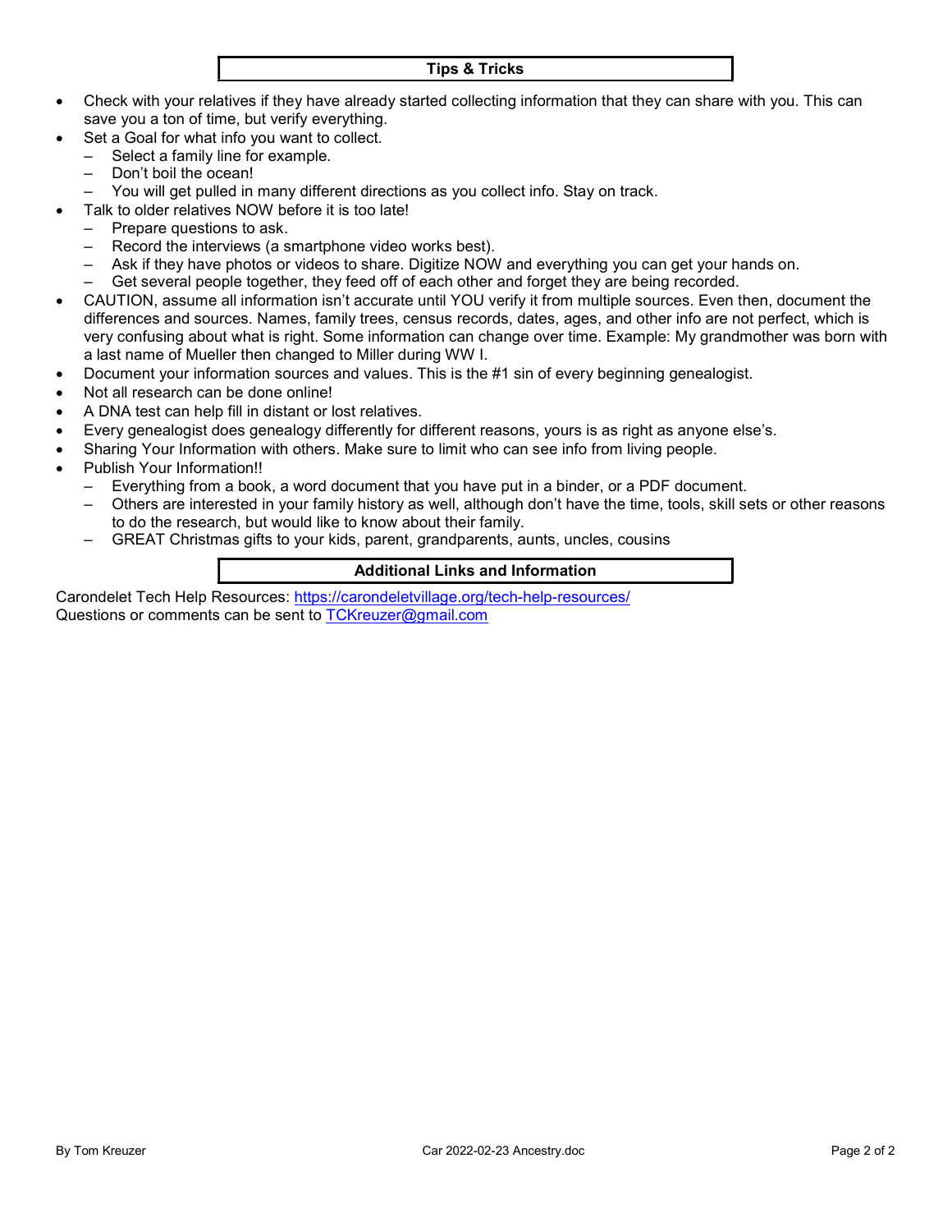## Tips & Tricks

- Check with your relatives if they have already started collecting information that they can share with you. This can save you a ton of time, but verify everything.
- Set a Goal for what info you want to collect.
  - Select a family line for example.
  - Don't boil the ocean!
  - You will get pulled in many different directions as you collect info. Stay on track.
- Talk to older relatives NOW before it is too late!
  - Prepare questions to ask.
  - Record the interviews (a smartphone video works best).
  - Ask if they have photos or videos to share. Digitize NOW and everything you can get your hands on.
  - Get several people together, they feed off of each other and forget they are being recorded.
- CAUTION, assume all information isn't accurate until YOU verify it from multiple sources. Even then, document the differences and sources. Names, family trees, census records, dates, ages, and other info are not perfect, which is very confusing about what is right. Some information can change over time. Example: My grandmother was born with a last name of Mueller then changed to Miller during WW I.
- Document your information sources and values. This is the #1 sin of every beginning genealogist.
- Not all research can be done online!
- A DNA test can help fill in distant or lost relatives.
- Every genealogist does genealogy differently for different reasons, yours is as right as anyone else's.
- Sharing Your Information with others. Make sure to limit who can see info from living people.
- Publish Your Information!!
  - Everything from a book, a word document that you have put in a binder, or a PDF document.
  - Others are interested in your family history as well, although don't have the time, tools, skill sets or other reasons to do the research, but would like to know about their family.
  - GREAT Christmas gifts to your kids, parent, grandparents, aunts, uncles, cousins

## Additional Links and Information

Carondelet Tech Help Resources: [https://carondeletvillage.org/tech-help-resources/](https://carondeletvillage.org/tech-help-resources/)
Questions or comments can be sent to [TCKreuzer@gmail.com](mailto:TCKreuzer@gmail.com)